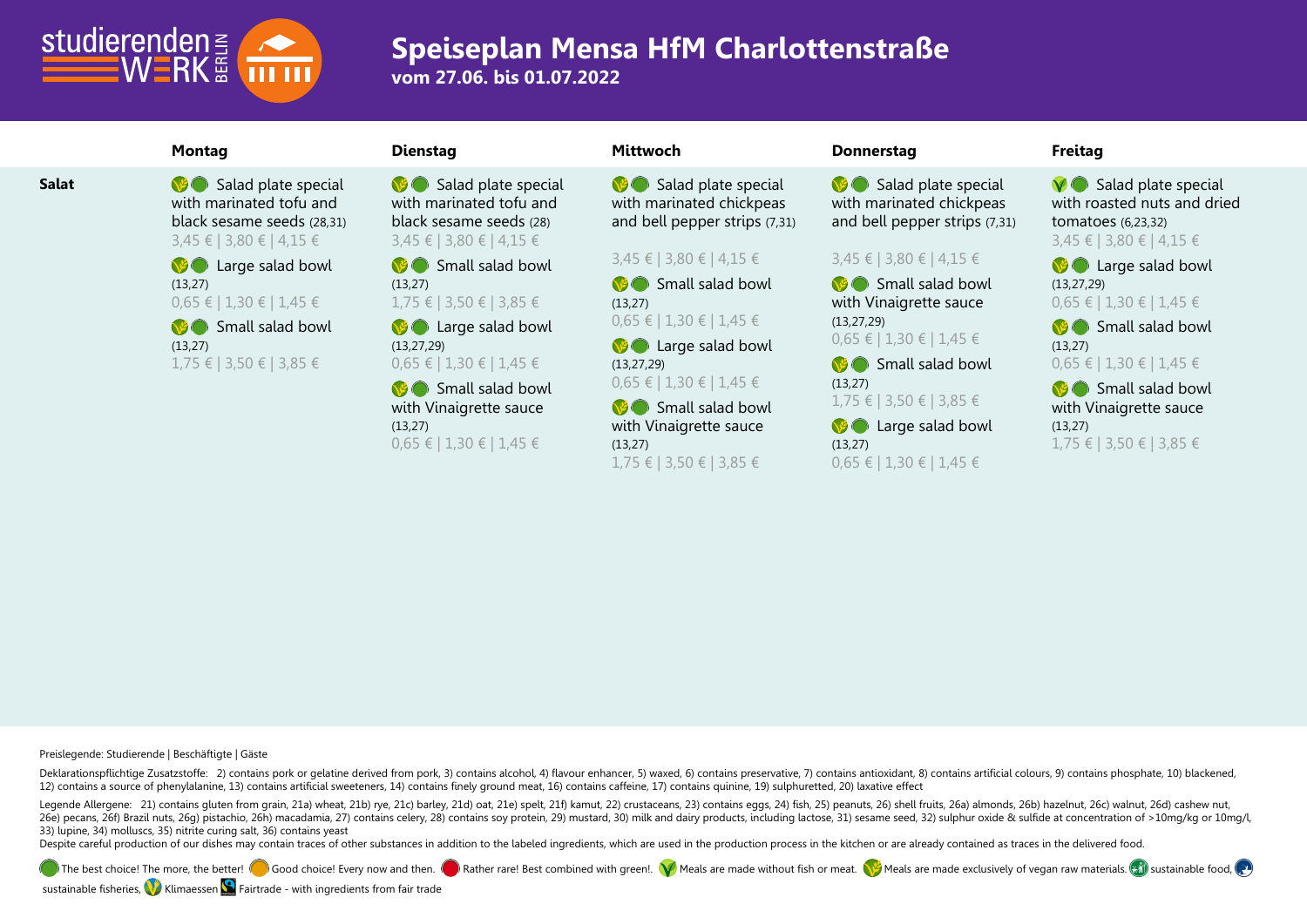# Speiseplan Mensa HfM Charlottenstraße

**vom 27.06. bis 01.07.2022**

| | Montag | Dienstag | Mittwoch | Donnerstag | Freitag |
|---|---|---|---|---|---|
| **Salat** | Salad plate special with marinated tofu and black sesame seeds (28,31)<br>3,45 € \| 3,80 € \| 4,15 €<br><br>Large salad bowl (13,27)<br>0,65 € \| 1,30 € \| 1,45 €<br><br>Small salad bowl (13,27)<br>1,75 € \| 3,50 € \| 3,85 € | Salad plate special with marinated tofu and black sesame seeds (28)<br>3,45 € \| 3,80 € \| 4,15 €<br><br>Small salad bowl (13,27)<br>1,75 € \| 3,50 € \| 3,85 €<br><br>Large salad bowl (13,27,29)<br>0,65 € \| 1,30 € \| 1,45 €<br><br>Small salad bowl with Vinaigrette sauce (13,27)<br>0,65 € \| 1,30 € \| 1,45 € | Salad plate special with marinated chickpeas and bell pepper strips (7,31)<br>3,45 € \| 3,80 € \| 4,15 €<br><br>Small salad bowl (13,27)<br>0,65 € \| 1,30 € \| 1,45 €<br><br>Large salad bowl (13,27,29)<br>0,65 € \| 1,30 € \| 1,45 €<br><br>Small salad bowl with Vinaigrette sauce (13,27)<br>1,75 € \| 3,50 € \| 3,85 € | Salad plate special with marinated chickpeas and bell pepper strips (7,31)<br>3,45 € \| 3,80 € \| 4,15 €<br><br>Small salad bowl with Vinaigrette sauce (13,27,29)<br>0,65 € \| 1,30 € \| 1,45 €<br><br>Small salad bowl (13,27)<br>1,75 € \| 3,50 € \| 3,85 €<br><br>Large salad bowl (13,27)<br>0,65 € \| 1,30 € \| 1,45 € | Salad plate special with roasted nuts and dried tomatoes (6,23,32)<br>3,45 € \| 3,80 € \| 4,15 €<br><br>Large salad bowl (13,27,29)<br>0,65 € \| 1,30 € \| 1,45 €<br><br>Small salad bowl (13,27)<br>0,65 € \| 1,30 € \| 1,45 €<br><br>Small salad bowl with Vinaigrette sauce (13,27)<br>1,75 € \| 3,50 € \| 3,85 € |

Preislegende: Studierende | Beschäftigte | Gäste

Deklarationspflichtige Zusatzstoffe: 2) contains pork or gelatine derived from pork, 3) contains alcohol, 4) flavour enhancer, 5) waxed, 6) contains preservative, 7) contains antioxidant, 8) contains artificial colours, 9) contains phosphate, 10) blackened, 12) contains a source of phenylalanine, 13) contains artificial sweeteners, 14) contains finely ground meat, 16) contains caffeine, 17) contains quinine, 19) sulphuretted, 20) laxative effect

Legende Allergene: 21) contains gluten from grain, 21a) wheat, 21b) rye, 21c) barley, 21d) oat, 21e) spelt, 21f) kamut, 22) crustaceans, 23) contains eggs, 24) fish, 25) peanuts, 26) shell fruits, 26a) almonds, 26b) hazelnut, 26c) walnut, 26d) cashew nut, 26e) pecans, 26f) Brazil nuts, 26g) pistachio, 26h) macadamia, 27) contains celery, 28) contains soy protein, 29) mustard, 30) milk and dairy products, including lactose, 31) sesame seed, 32) sulphur oxide & sulfide at concentration of >10mg/kg or 10mg/l, 33) lupine, 34) molluscs, 35) nitrite curing salt, 36) contains yeast

Despite careful production of our dishes may contain traces of other substances in addition to the labeled ingredients, which are used in the production process in the kitchen or are already contained as traces in the delivered food.

The best choice! The more, the better! Good choice! Every now and then. Rather rare! Best combined with green!. Meals are made without fish or meat. Meals are made exclusively of vegan raw materials. sustainable food, sustainable fisheries, Klimaessen Fairtrade - with ingredients from fair trade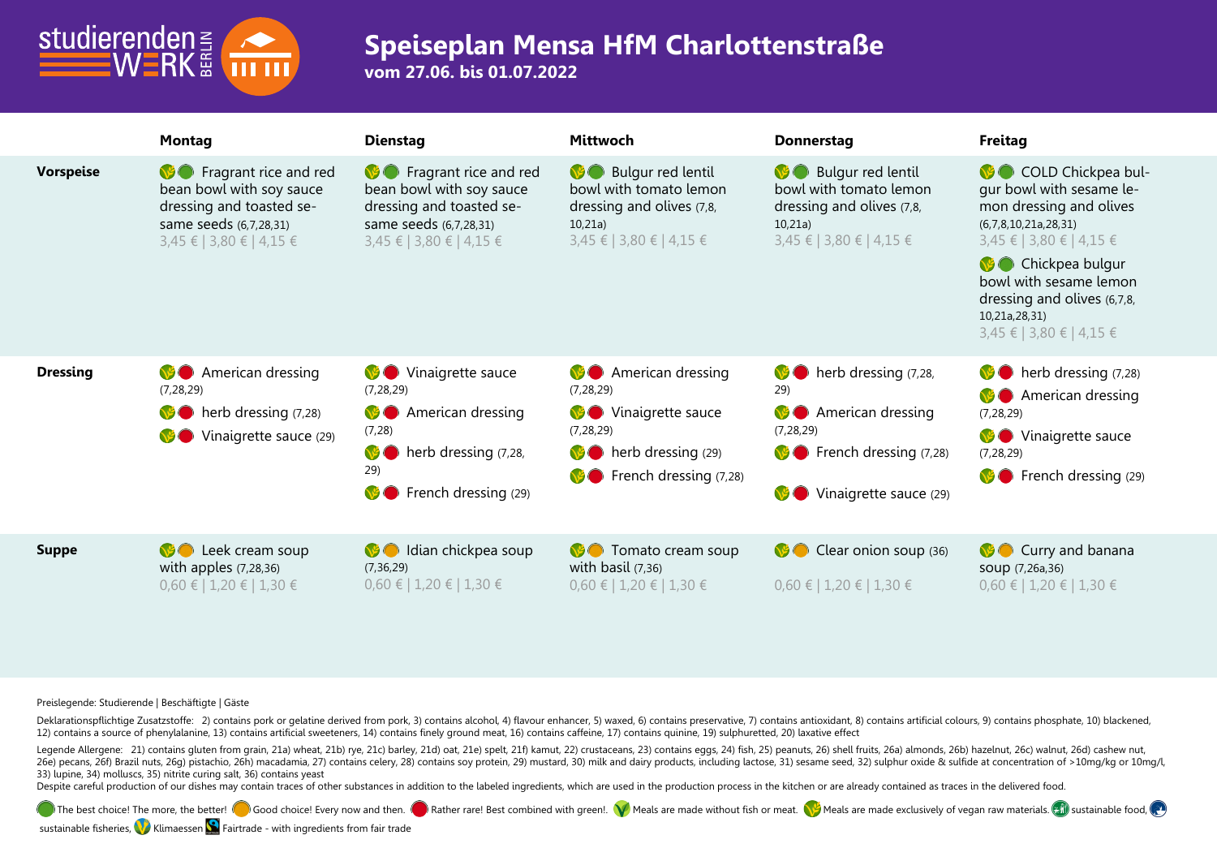# Speiseplan Mensa HfM Charlottenstraße

**vom 27.06. bis 01.07.2022**

| | Montag | Dienstag | Mittwoch | Donnerstag | Freitag |
|---|---|---|---|---|---|
| **Vorspeise** | Fragrant rice and red bean bowl with soy sauce dressing and toasted sesame seeds (6,7,28,31) 3,45 € \| 3,80 € \| 4,15 € | Fragrant rice and red bean bowl with soy sauce dressing and toasted sesame seeds (6,7,28,31) 3,45 € \| 3,80 € \| 4,15 € | Bulgur red lentil bowl with tomato lemon dressing and olives (7,8,10,21a) 3,45 € \| 3,80 € \| 4,15 € | Bulgur red lentil bowl with tomato lemon dressing and olives (7,8,10,21a) 3,45 € \| 3,80 € \| 4,15 € | COLD Chickpea bulgur bowl with sesame lemon dressing and olives (6,7,8,10,21a,28,31) 3,45 € \| 3,80 € \| 4,15 €<br>Chickpea bulgur bowl with sesame lemon dressing and olives (6,7,8,10,21a,28,31) 3,45 € \| 3,80 € \| 4,15 € |
| **Dressing** | American dressing (7,28,29)<br>herb dressing (7,28)<br>Vinaigrette sauce (29) | Vinaigrette sauce (7,28,29)<br>American dressing (7,28)<br>herb dressing (7,28,29)<br>French dressing (29) | American dressing (7,28,29)<br>Vinaigrette sauce (7,28,29)<br>herb dressing (29)<br>French dressing (7,28) | herb dressing (7,28,29)<br>American dressing (7,28,29)<br>French dressing (7,28)<br>Vinaigrette sauce (29) | herb dressing (7,28)<br>American dressing (7,28,29)<br>Vinaigrette sauce (7,28,29)<br>French dressing (29) |
| **Suppe** | Leek cream soup with apples (7,28,36) 0,60 € \| 1,20 € \| 1,30 € | Idian chickpea soup (7,36,29) 0,60 € \| 1,20 € \| 1,30 € | Tomato cream soup with basil (7,36) 0,60 € \| 1,20 € \| 1,30 € | Clear onion soup (36) 0,60 € \| 1,20 € \| 1,30 € | Curry and banana soup (7,26a,36) 0,60 € \| 1,20 € \| 1,30 € |

Preislegende: Studierende | Beschäftigte | Gäste

Deklarationspflichtige Zusatzstoffe: 2) contains pork or gelatine derived from pork, 3) contains alcohol, 4) flavour enhancer, 5) waxed, 6) contains preservative, 7) contains antioxidant, 8) contains artificial colours, 9) contains phosphate, 10) blackened, 12) contains a source of phenylalanine, 13) contains artificial sweeteners, 14) contains finely ground meat, 16) contains caffeine, 17) contains quinine, 19) sulphuretted, 20) laxative effect

Legende Allergene: 21) contains gluten from grain, 21a) wheat, 21b) rye, 21c) barley, 21d) oat, 21e) spelt, 21f) kamut, 22) crustaceans, 23) contains eggs, 24) fish, 25) peanuts, 26) shell fruits, 26a) almonds, 26b) hazelnut, 26c) walnut, 26d) cashew nut, 26e) pecans, 26f) Brazil nuts, 26g) pistachio, 26h) macadamia, 27) contains celery, 28) contains soy protein, 29) mustard, 30) milk and dairy products, including lactose, 31) sesame seed, 32) sulphur oxide & sulfide at concentration of >10mg/kg or 10mg/l, 33) lupine, 34) molluscs, 35) nitrite curing salt, 36) contains yeast

Despite careful production of our dishes may contain traces of other substances in addition to the labeled ingredients, which are used in the production process in the kitchen or are already contained as traces in the delivered food.

The best choice! The more, the better! Good choice! Every now and then. Rather rare! Best combined with green!. Meals are made without fish or meat. Meals are made exclusively of vegan raw materials. sustainable food, sustainable fisheries, Klimaessen Fairtrade - with ingredients from fair trade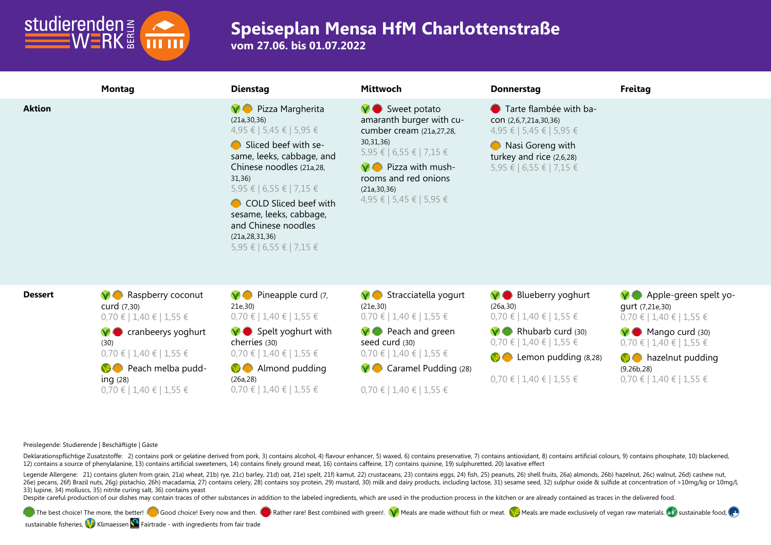# Speiseplan Mensa HfM Charlottenstraße

**vom 27.06. bis 01.07.2022**

| | Montag | Dienstag | Mittwoch | Donnerstag | Freitag |
|---|---|---|---|---|---|
| **Aktion** | | Pizza Margherita (21a,30,36) 4,95 € \| 5,45 € \| 5,95 €<br><br>Sliced beef with sesame, leeks, cabbage, and Chinese noodles (21a,28,31,36) 5,95 € \| 6,55 € \| 7,15 €<br><br>COLD Sliced beef with sesame, leeks, cabbage, and Chinese noodles (21a,28,31,36) 5,95 € \| 6,55 € \| 7,15 € | Sweet potato amaranth burger with cucumber cream (21a,27,28,30,31,36) 5,95 € \| 6,55 € \| 7,15 €<br><br>Pizza with mushrooms and red onions (21a,30,36) 4,95 € \| 5,45 € \| 5,95 € | Tarte flambée with bacon (2,6,7,21a,30,36) 4,95 € \| 5,45 € \| 5,95 €<br><br>Nasi Goreng with turkey and rice (2,6,28) 5,95 € \| 6,55 € \| 7,15 € | |
| **Dessert** | Raspberry coconut curd (7,30) 0,70 € \| 1,40 € \| 1,55 €<br><br>cranbeerys yoghurt (30) 0,70 € \| 1,40 € \| 1,55 €<br><br>Peach melba pudding (28) 0,70 € \| 1,40 € \| 1,55 € | Pineapple curd (7,21e,30) 0,70 € \| 1,40 € \| 1,55 €<br><br>Spelt yoghurt with cherries (30) 0,70 € \| 1,40 € \| 1,55 €<br><br>Almond pudding (26a,28) 0,70 € \| 1,40 € \| 1,55 € | Stracciatella yogurt (21e,30) 0,70 € \| 1,40 € \| 1,55 €<br><br>Peach and green seed curd (30) 0,70 € \| 1,40 € \| 1,55 €<br><br>Caramel Pudding (28) 0,70 € \| 1,40 € \| 1,55 € | Blueberry yoghurt (26a,30) 0,70 € \| 1,40 € \| 1,55 €<br><br>Rhubarb curd (30) 0,70 € \| 1,40 € \| 1,55 €<br><br>Lemon pudding (8,28) 0,70 € \| 1,40 € \| 1,55 € | Apple-green spelt yogurt (7,21e,30) 0,70 € \| 1,40 € \| 1,55 €<br><br>Mango curd (30) 0,70 € \| 1,40 € \| 1,55 €<br><br>hazelnut pudding (9,26b,28) 0,70 € \| 1,40 € \| 1,55 € |

Preislegende: Studierende | Beschäftigte | Gäste

Deklarationspflichtige Zusatzstoffe: 2) contains pork or gelatine derived from pork, 3) contains alcohol, 4) flavour enhancer, 5) waxed, 6) contains preservative, 7) contains antioxidant, 8) contains artificial colours, 9) contains phosphate, 10) blackened, 12) contains a source of phenylalanine, 13) contains artificial sweeteners, 14) contains finely ground meat, 16) contains caffeine, 17) contains quinine, 19) sulphuretted, 20) laxative effect

Legende Allergene: 21) contains gluten from grain, 21a) wheat, 21b) rye, 21c) barley, 21d) oat, 21e) spelt, 21f) kamut, 22) crustaceans, 23) contains eggs, 24) fish, 25) peanuts, 26) shell fruits, 26a) almonds, 26b) hazelnut, 26c) walnut, 26d) cashew nut, 26e) pecans, 26f) Brazil nuts, 26g) pistachio, 26h) macadamia, 27) contains celery, 28) contains soy protein, 29) mustard, 30) milk and dairy products, including lactose, 31) sesame seed, 32) sulphur oxide & sulfide at concentration of >10mg/kg or 10mg/l, 33) lupine, 34) molluscs, 35) nitrite curing salt, 36) contains yeast

Despite careful production of our dishes may contain traces of other substances in addition to the labeled ingredients, which are used in the production process in the kitchen or are already contained as traces in the delivered food.

The best choice! The more, the better! Good choice! Every now and then. Rather rare! Best combined with green!. Meals are made without fish or meat. Meals are made exclusively of vegan raw materials. sustainable food, sustainable fisheries, Klimaessen Fairtrade - with ingredients from fair trade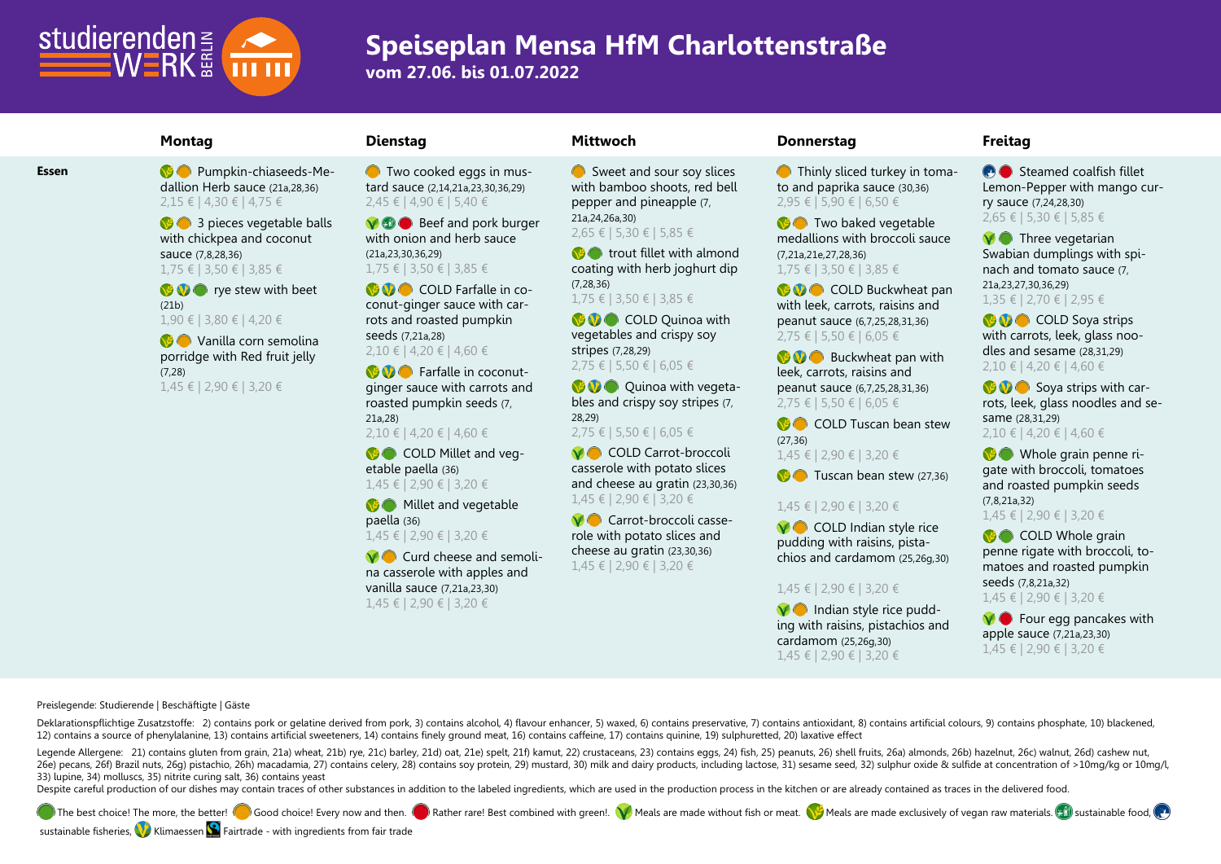# Speiseplan Mensa HfM Charlottenstraße

**vom 27.06. bis 01.07.2022**

## Essen

### Montag

- Pumpkin-chiaseeds-Medallion Herb sauce (21a,28,36)
  2,15 € | 4,30 € | 4,75 €
- 3 pieces vegetable balls with chickpea and coconut sauce (7,8,28,36)
  1,75 € | 3,50 € | 3,85 €
- rye stew with beet (21b)
  1,90 € | 3,80 € | 4,20 €
- Vanilla corn semolina porridge with Red fruit jelly (7,28)
  1,45 € | 2,90 € | 3,20 €

### Dienstag

- Two cooked eggs in mustard sauce (2,14,21a,23,30,36,29)
  2,45 € | 4,90 € | 5,40 €
- Beef and pork burger with onion and herb sauce (21a,23,30,36,29)
  1,75 € | 3,50 € | 3,85 €
- COLD Farfalle in coconut-ginger sauce with carrots and roasted pumpkin seeds (7,21a,28)
  2,10 € | 4,20 € | 4,60 €
- Farfalle in coconut-ginger sauce with carrots and roasted pumpkin seeds (7,21a,28)
  2,10 € | 4,20 € | 4,60 €
- COLD Millet and vegetable paella (36)
  1,45 € | 2,90 € | 3,20 €
- Millet and vegetable paella (36)
  1,45 € | 2,90 € | 3,20 €
- Curd cheese and semolina casserole with apples and vanilla sauce (7,21a,23,30)
  1,45 € | 2,90 € | 3,20 €

### Mittwoch

- Sweet and sour soy slices with bamboo shoots, red bell pepper and pineapple (7,21a,24,26a,30)
  2,65 € | 5,30 € | 5,85 €
- trout fillet with almond coating with herb joghurt dip (7,28,36)
  1,75 € | 3,50 € | 3,85 €
- COLD Quinoa with vegetables and crispy soy stripes (7,28,29)
  2,75 € | 5,50 € | 6,05 €
- Quinoa with vegetables and crispy soy stripes (7,28,29)
  2,75 € | 5,50 € | 6,05 €
- COLD Carrot-broccoli casserole with potato slices and cheese au gratin (23,30,36)
  1,45 € | 2,90 € | 3,20 €
- Carrot-broccoli casserole with potato slices and cheese au gratin (23,30,36)
  1,45 € | 2,90 € | 3,20 €

### Donnerstag

- Thinly sliced turkey in tomato and paprika sauce (30,36)
  2,95 € | 5,90 € | 6,50 €
- Two baked vegetable medallions with broccoli sauce (7,21a,21e,27,28,36)
  1,75 € | 3,50 € | 3,85 €
- COLD Buckwheat pan with leek, carrots, raisins and peanut sauce (6,7,25,28,31,36)
  2,75 € | 5,50 € | 6,05 €
- Buckwheat pan with leek, carrots, raisins and peanut sauce (6,7,25,28,31,36)
  2,75 € | 5,50 € | 6,05 €
- COLD Tuscan bean stew (27,36)
  1,45 € | 2,90 € | 3,20 €
- Tuscan bean stew (27,36)
  1,45 € | 2,90 € | 3,20 €
- COLD Indian style rice pudding with raisins, pistachios and cardamom (25,26g,30)
  1,45 € | 2,90 € | 3,20 €
- Indian style rice pudding with raisins, pistachios and cardamom (25,26g,30)
  1,45 € | 2,90 € | 3,20 €

### Freitag

- Steamed coalfish fillet Lemon-Pepper with mango curry sauce (7,24,28,30)
  2,65 € | 5,30 € | 5,85 €
- Three vegetarian Swabian dumplings with spinach and tomato sauce (7,21a,23,27,30,36,29)
  1,35 € | 2,70 € | 2,95 €
- COLD Soya strips with carrots, leek, glass noodles and sesame (28,31,29)
  2,10 € | 4,20 € | 4,60 €
- Soya strips with carrots, leek, glass noodles and sesame (28,31,29)
  2,10 € | 4,20 € | 4,60 €
- Whole grain penne rigate with broccoli, tomatoes and roasted pumpkin seeds (7,8,21a,32)
  1,45 € | 2,90 € | 3,20 €
- COLD Whole grain penne rigate with broccoli, tomatoes and roasted pumpkin seeds (7,8,21a,32)
  1,45 € | 2,90 € | 3,20 €
- Four egg pancakes with apple sauce (7,21a,23,30)
  1,45 € | 2,90 € | 3,20 €

---

Preislegende: Studierende | Beschäftigte | Gäste

Deklarationspflichtige Zusatzstoffe: 2) contains pork or gelatine derived from pork, 3) contains alcohol, 4) flavour enhancer, 5) waxed, 6) contains preservative, 7) contains antioxidant, 8) contains artificial colours, 9) contains phosphate, 10) blackened, 12) contains a source of phenylalanine, 13) contains artificial sweeteners, 14) contains finely ground meat, 16) contains caffeine, 17) contains quinine, 19) sulphuretted, 20) laxative effect

Legende Allergene: 21) contains gluten from grain, 21a) wheat, 21b) rye, 21c) barley, 21d) oat, 21e) spelt, 21f) kamut, 22) crustaceans, 23) contains eggs, 24) fish, 25) peanuts, 26) shell fruits, 26a) almonds, 26b) hazelnut, 26c) walnut, 26d) cashew nut, 26e) pecans, 26f) Brazil nuts, 26g) pistachio, 26h) macadamia, 27) contains celery, 28) contains soy protein, 29) mustard, 30) milk and dairy products, including lactose, 31) sesame seed, 32) sulphur oxide & sulfide at concentration of >10mg/kg or 10mg/l, 33) lupine, 34) molluscs, 35) nitrite curing salt, 36) contains yeast

Despite careful production of our dishes may contain traces of other substances in addition to the labeled ingredients, which are used in the production process in the kitchen or are already contained as traces in the delivered food.

The best choice! The more, the better! Good choice! Every now and then. Rather rare! Best combined with green!. Meals are made without fish or meat. Meals are made exclusively of vegan raw materials. sustainable food, sustainable fisheries, Klimaessen Fairtrade - with ingredients from fair trade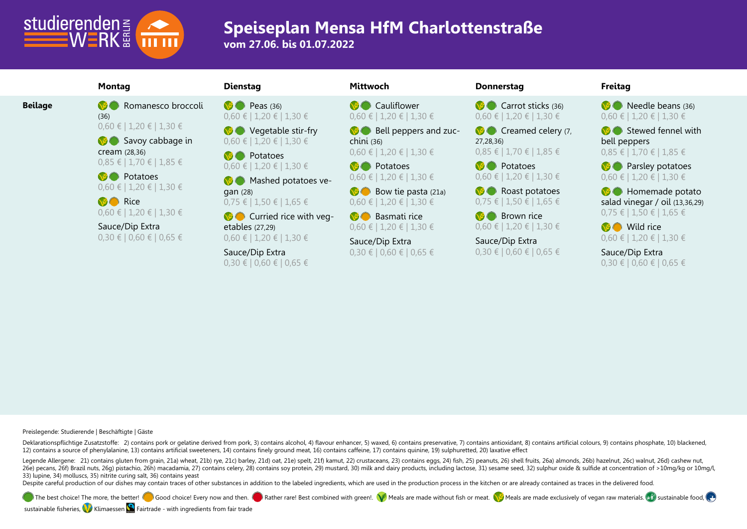# Speiseplan Mensa HfM Charlottenstraße

**vom 27.06. bis 01.07.2022**

| | Montag | Dienstag | Mittwoch | Donnerstag | Freitag |
|---|---|---|---|---|---|
| **Beilage** | Romanesco broccoli (36)<br>0,60 € \| 1,20 € \| 1,30 €<br>Savoy cabbage in cream (28,36)<br>0,85 € \| 1,70 € \| 1,85 €<br>Potatoes<br>0,60 € \| 1,20 € \| 1,30 €<br>Rice<br>0,60 € \| 1,20 € \| 1,30 €<br>Sauce/Dip Extra<br>0,30 € \| 0,60 € \| 0,65 € | Peas (36)<br>0,60 € \| 1,20 € \| 1,30 €<br>Vegetable stir-fry<br>0,60 € \| 1,20 € \| 1,30 €<br>Potatoes<br>0,60 € \| 1,20 € \| 1,30 €<br>Mashed potatoes vegan (28)<br>0,75 € \| 1,50 € \| 1,65 €<br>Curried rice with vegetables (27,29)<br>0,60 € \| 1,20 € \| 1,30 €<br>Sauce/Dip Extra<br>0,30 € \| 0,60 € \| 0,65 € | Cauliflower<br>0,60 € \| 1,20 € \| 1,30 €<br>Bell peppers and zucchini (36)<br>0,60 € \| 1,20 € \| 1,30 €<br>Potatoes<br>0,60 € \| 1,20 € \| 1,30 €<br>Bow tie pasta (21a)<br>0,60 € \| 1,20 € \| 1,30 €<br>Basmati rice<br>0,60 € \| 1,20 € \| 1,30 €<br>Sauce/Dip Extra<br>0,30 € \| 0,60 € \| 0,65 € | Carrot sticks (36)<br>0,60 € \| 1,20 € \| 1,30 €<br>Creamed celery (7, 27,28,36)<br>0,85 € \| 1,70 € \| 1,85 €<br>Potatoes<br>0,60 € \| 1,20 € \| 1,30 €<br>Roast potatoes<br>0,75 € \| 1,50 € \| 1,65 €<br>Brown rice<br>0,60 € \| 1,20 € \| 1,30 €<br>Sauce/Dip Extra<br>0,30 € \| 0,60 € \| 0,65 € | Needle beans (36)<br>0,60 € \| 1,20 € \| 1,30 €<br>Stewed fennel with bell peppers<br>0,85 € \| 1,70 € \| 1,85 €<br>Parsley potatoes<br>0,60 € \| 1,20 € \| 1,30 €<br>Homemade potato salad vinegar / oil (13,36,29)<br>0,75 € \| 1,50 € \| 1,65 €<br>Wild rice<br>0,60 € \| 1,20 € \| 1,30 €<br>Sauce/Dip Extra<br>0,30 € \| 0,60 € \| 0,65 € |

Preislegende: Studierende | Beschäftigte | Gäste

Deklarationspflichtige Zusatzstoffe: 2) contains pork or gelatine derived from pork, 3) contains alcohol, 4) flavour enhancer, 5) waxed, 6) contains preservative, 7) contains antioxidant, 8) contains artificial colours, 9) contains phosphate, 10) blackened, 12) contains a source of phenylalanine, 13) contains artificial sweeteners, 14) contains finely ground meat, 16) contains caffeine, 17) contains quinine, 19) sulphuretted, 20) laxative effect

Legende Allergene: 21) contains gluten from grain, 21a) wheat, 21b) rye, 21c) barley, 21d) oat, 21e) spelt, 21f) kamut, 22) crustaceans, 23) contains eggs, 24) fish, 25) peanuts, 26) shell fruits, 26a) almonds, 26b) hazelnut, 26c) walnut, 26d) cashew nut, 26e) pecans, 26f) Brazil nuts, 26g) pistachio, 26h) macadamia, 27) contains celery, 28) contains soy protein, 29) mustard, 30) milk and dairy products, including lactose, 31) sesame seed, 32) sulphur oxide & sulfide at concentration of >10mg/kg or 10mg/l, 33) lupine, 34) molluscs, 35) nitrite curing salt, 36) contains yeast

Despite careful production of our dishes may contain traces of other substances in addition to the labeled ingredients, which are used in the production process in the kitchen or are already contained as traces in the delivered food.

The best choice! The more, the better! Good choice! Every now and then. Rather rare! Best combined with green!. Meals are made without fish or meat. Meals are made exclusively of vegan raw materials. sustainable food, sustainable fisheries, Klimaessen Fairtrade - with ingredients from fair trade